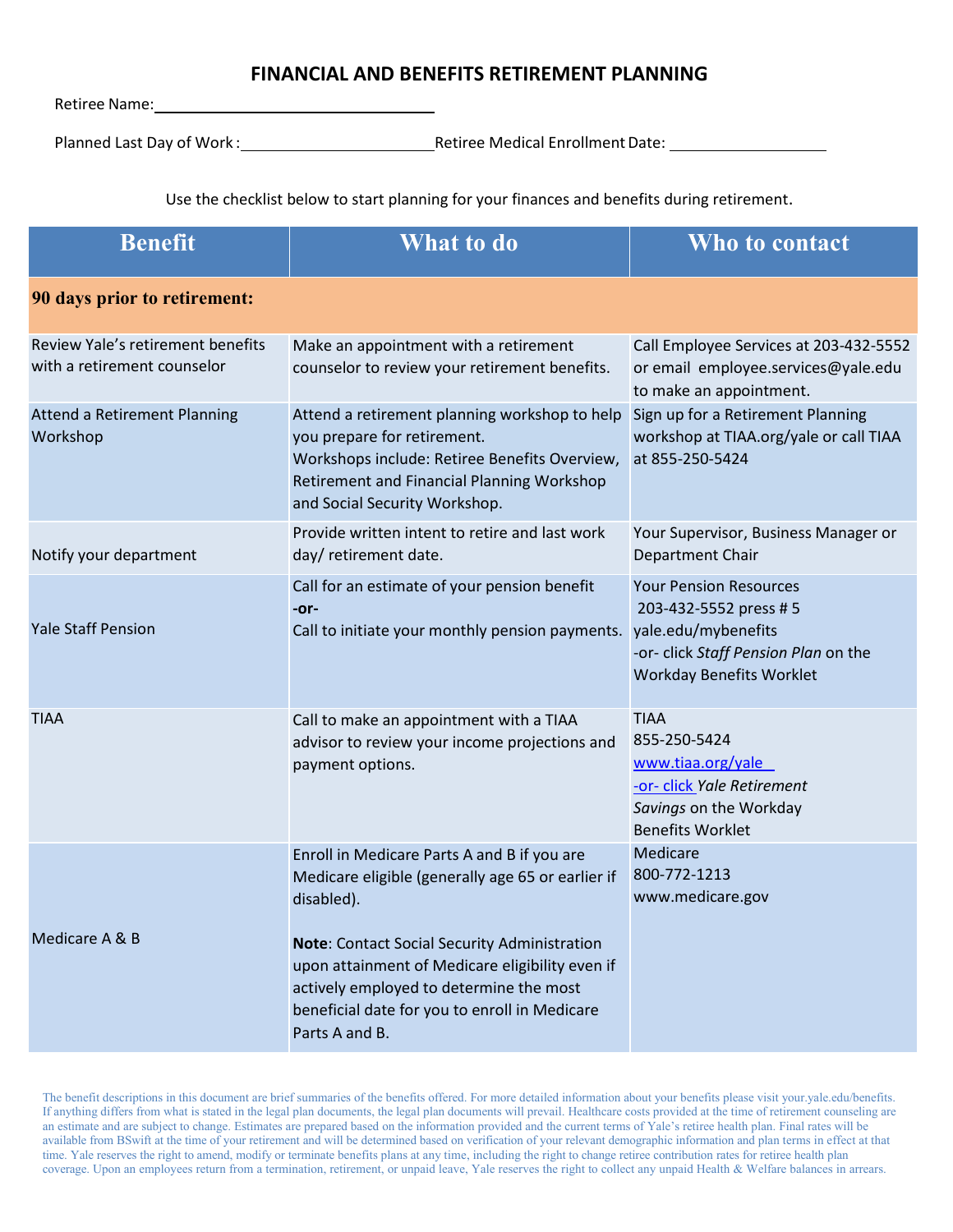# FINANCIAL AND BENEFITS RETIREMENT PLANNING

Retiree Name: ___________________________________

Planned Last Day of Work : _______________________ Retiree Medical Enrollment Date: __________________

Use the checklist below to start planning for your finances and benefits during retirement.

| Benefit | What to do | Who to contact |
|---|---|---|
| **90 days prior to retirement:** | | |
| Review Yale's retirement benefits with a retirement counselor | Make an appointment with a retirement counselor to review your retirement benefits. | Call Employee Services at 203-432-5552 or email employee.services@yale.edu to make an appointment. |
| Attend a Retirement Planning Workshop | Attend a retirement planning workshop to help you prepare for retirement.<br>Workshops include: Retiree Benefits Overview, Retirement and Financial Planning Workshop and Social Security Workshop. | Sign up for a Retirement Planning workshop at TIAA.org/yale or call TIAA at 855-250-5424 |
| Notify your department | Provide written intent to retire and last work day/ retirement date. | Your Supervisor, Business Manager or Department Chair |
| Yale Staff Pension | Call for an estimate of your pension benefit<br>**-or-**<br>Call to initiate your monthly pension payments. | Your Pension Resources<br>203-432-5552 press # 5<br>yale.edu/mybenefits<br>-or- click *Staff Pension Plan* on the Workday Benefits Worklet |
| TIAA | Call to make an appointment with a TIAA advisor to review your income projections and payment options. | TIAA<br>855-250-5424<br>www.tiaa.org/yale<br>-or- click *Yale Retirement Savings* on the Workday Benefits Worklet |
| Medicare A & B | Enroll in Medicare Parts A and B if you are Medicare eligible (generally age 65 or earlier if disabled).<br><br>**Note**: Contact Social Security Administration upon attainment of Medicare eligibility even if actively employed to determine the most beneficial date for you to enroll in Medicare Parts A and B. | Medicare<br>800-772-1213<br>www.medicare.gov |

The benefit descriptions in this document are brief summaries of the benefits offered. For more detailed information about your benefits please visit your.yale.edu/benefits. If anything differs from what is stated in the legal plan documents, the legal plan documents will prevail. Healthcare costs provided at the time of retirement counseling are an estimate and are subject to change. Estimates are prepared based on the information provided and the current terms of Yale's retiree health plan. Final rates will be available from BSwift at the time of your retirement and will be determined based on verification of your relevant demographic information and plan terms in effect at that time. Yale reserves the right to amend, modify or terminate benefits plans at any time, including the right to change retiree contribution rates for retiree health plan coverage. Upon an employees return from a termination, retirement, or unpaid leave, Yale reserves the right to collect any unpaid Health & Welfare balances in arrears.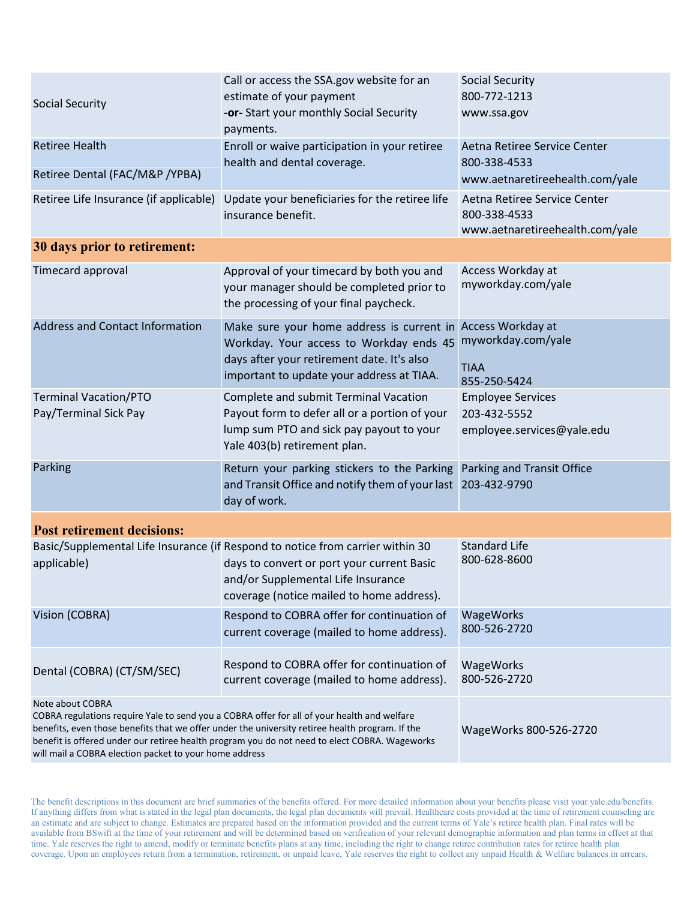| | | |
|---|---|---|
| Social Security | Call or access the SSA.gov website for an estimate of your payment **-or-** Start your monthly Social Security payments. | Social Security<br>800-772-1213<br>www.ssa.gov |
| Retiree Health<br><br>Retiree Dental (FAC/M&P /YPBA) | Enroll or waive participation in your retiree health and dental coverage. | Aetna Retiree Service Center<br>800-338-4533<br>www.aetnaretireehealth.com/yale |
| Retiree Life Insurance (if applicable) | Update your beneficiaries for the retiree life insurance benefit. | Aetna Retiree Service Center<br>800-338-4533<br>www.aetnaretireehealth.com/yale |
| **30 days prior to retirement:** | | |
| Timecard approval | Approval of your timecard by both you and your manager should be completed prior to the processing of your final paycheck. | Access Workday at myworkday.com/yale |
| Address and Contact Information | Make sure your home address is current in Workday. Your access to Workday ends 45 days after your retirement date. It's also important to update your address at TIAA. | Access Workday at myworkday.com/yale<br><br>TIAA<br>855-250-5424 |
| Terminal Vacation/PTO Pay/Terminal Sick Pay | Complete and submit Terminal Vacation Payout form to defer all or a portion of your lump sum PTO and sick pay payout to your Yale 403(b) retirement plan. | Employee Services<br>203-432-5552<br>employee.services@yale.edu |
| Parking | Return your parking stickers to the Parking and Transit Office and notify them of your last day of work. | Parking and Transit Office<br>203-432-9790 |
| **Post retirement decisions:** | | |
| Basic/Supplemental Life Insurance (if applicable) | Respond to notice from carrier within 30 days to convert or port your current Basic and/or Supplemental Life Insurance coverage (notice mailed to home address). | Standard Life<br>800-628-8600 |
| Vision (COBRA) | Respond to COBRA offer for continuation of current coverage (mailed to home address). | WageWorks<br>800-526-2720 |
| Dental (COBRA) (CT/SM/SEC) | Respond to COBRA offer for continuation of current coverage (mailed to home address). | WageWorks<br>800-526-2720 |
| Note about COBRA<br>COBRA regulations require Yale to send you a COBRA offer for all of your health and welfare benefits, even those benefits that we offer under the university retiree health program. If the benefit is offered under our retiree health program you do not need to elect COBRA. Wageworks will mail a COBRA election packet to your home address | | WageWorks 800-526-2720 |

The benefit descriptions in this document are brief summaries of the benefits offered. For more detailed information about your benefits please visit your.yale.edu/benefits. If anything differs from what is stated in the legal plan documents, the legal plan documents will prevail. Healthcare costs provided at the time of retirement counseling are an estimate and are subject to change. Estimates are prepared based on the information provided and the current terms of Yale's retiree health plan. Final rates will be available from BSwift at the time of your retirement and will be determined based on verification of your relevant demographic information and plan terms in effect at that time. Yale reserves the right to amend, modify or terminate benefits plans at any time, including the right to change retiree contribution rates for retiree health plan coverage. Upon an employees return from a termination, retirement, or unpaid leave, Yale reserves the right to collect any unpaid Health & Welfare balances in arrears.